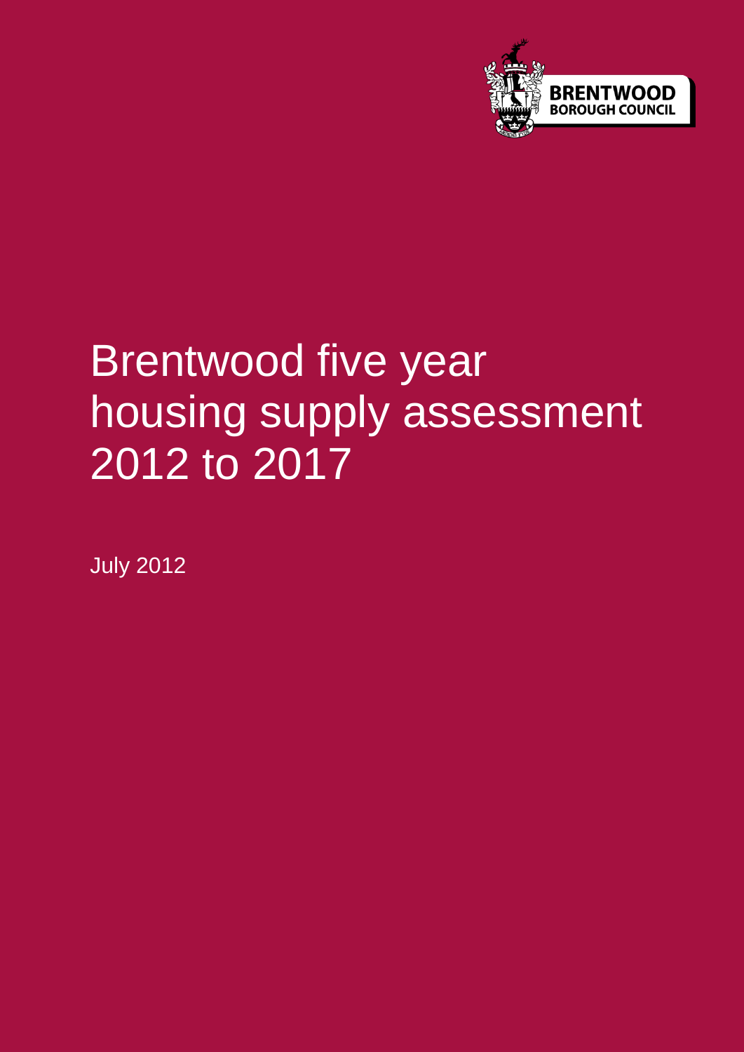BRENTWOOD BOROUGH COUNCIL

# Brentwood five year housing supply assessment 2012 to 2017

July 2012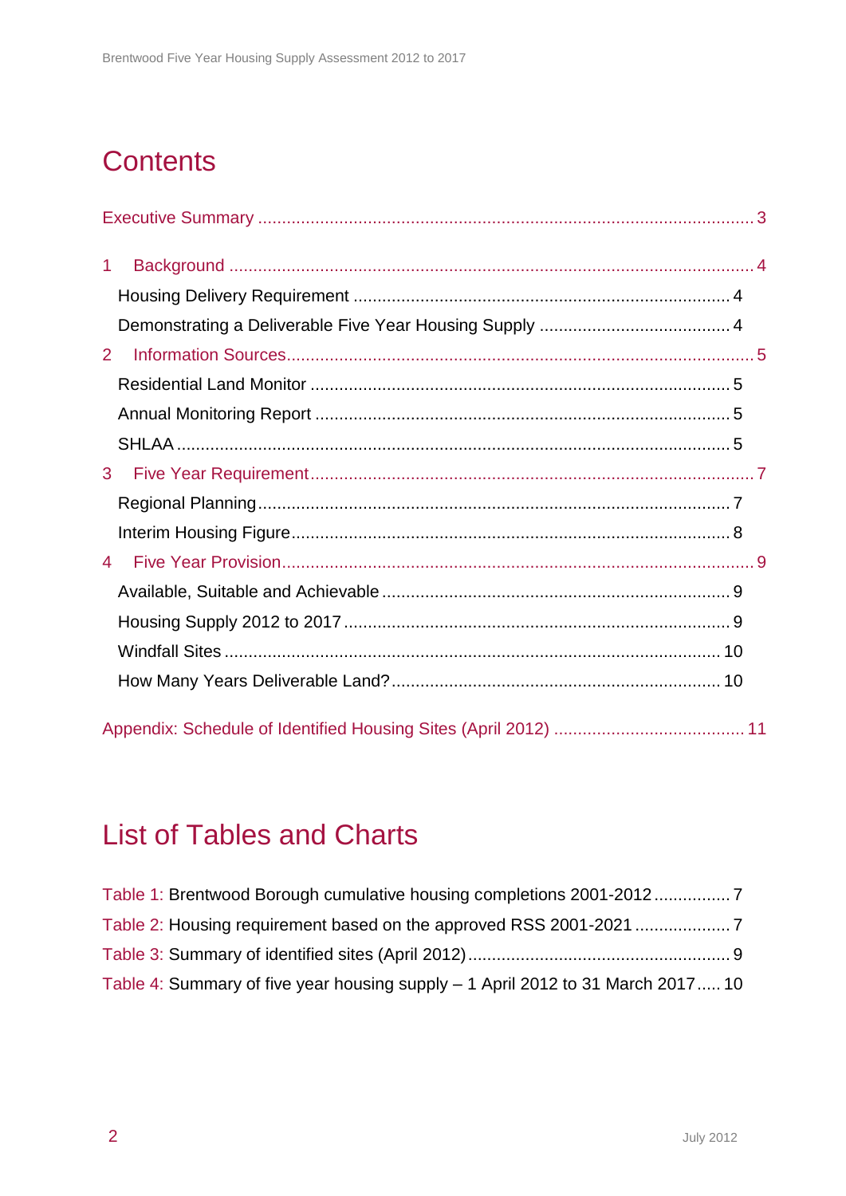# Contents

Executive Summary ........................................................................................................ 3

1 Background ................................................................................................................ 4

Housing Delivery Requirement ..................................................................................... 4

Demonstrating a Deliverable Five Year Housing Supply ............................................. 4

2 Information Sources.................................................................................................... 5

Residential Land Monitor ............................................................................................... 5

Annual Monitoring Report .............................................................................................. 5

SHLAA ............................................................................................................................ 5

3 Five Year Requirement................................................................................................ 7

Regional Planning ........................................................................................................... 7

Interim Housing Figure ................................................................................................... 8

4 Five Year Provision...................................................................................................... 9

Available, Suitable and Achievable ................................................................................ 9

Housing Supply 2012 to 2017 ......................................................................................... 9

Windfall Sites ................................................................................................................. 10

How Many Years Deliverable Land? ............................................................................. 10

Appendix: Schedule of Identified Housing Sites (April 2012) ....................................... 11

# List of Tables and Charts

Table 1: Brentwood Borough cumulative housing completions 2001-2012 ................ 7

Table 2: Housing requirement based on the approved RSS 2001-2021 .................... 7

Table 3: Summary of identified sites (April 2012) ....................................................... 9

Table 4: Summary of five year housing supply – 1 April 2012 to 31 March 2017 ..... 10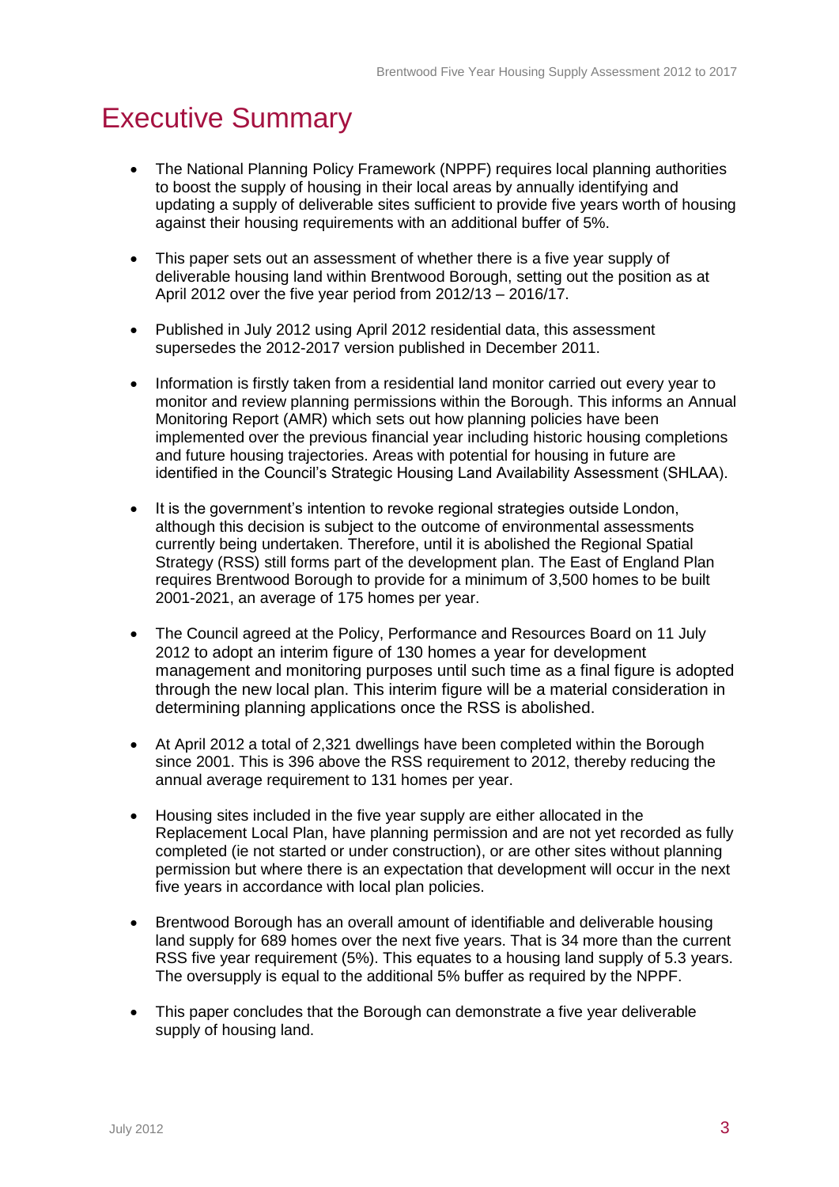# Executive Summary

- The National Planning Policy Framework (NPPF) requires local planning authorities to boost the supply of housing in their local areas by annually identifying and updating a supply of deliverable sites sufficient to provide five years worth of housing against their housing requirements with an additional buffer of 5%.

- This paper sets out an assessment of whether there is a five year supply of deliverable housing land within Brentwood Borough, setting out the position as at April 2012 over the five year period from 2012/13 – 2016/17.

- Published in July 2012 using April 2012 residential data, this assessment supersedes the 2012-2017 version published in December 2011.

- Information is firstly taken from a residential land monitor carried out every year to monitor and review planning permissions within the Borough. This informs an Annual Monitoring Report (AMR) which sets out how planning policies have been implemented over the previous financial year including historic housing completions and future housing trajectories. Areas with potential for housing in future are identified in the Council's Strategic Housing Land Availability Assessment (SHLAA).

- It is the government's intention to revoke regional strategies outside London, although this decision is subject to the outcome of environmental assessments currently being undertaken. Therefore, until it is abolished the Regional Spatial Strategy (RSS) still forms part of the development plan. The East of England Plan requires Brentwood Borough to provide for a minimum of 3,500 homes to be built 2001-2021, an average of 175 homes per year.

- The Council agreed at the Policy, Performance and Resources Board on 11 July 2012 to adopt an interim figure of 130 homes a year for development management and monitoring purposes until such time as a final figure is adopted through the new local plan. This interim figure will be a material consideration in determining planning applications once the RSS is abolished.

- At April 2012 a total of 2,321 dwellings have been completed within the Borough since 2001. This is 396 above the RSS requirement to 2012, thereby reducing the annual average requirement to 131 homes per year.

- Housing sites included in the five year supply are either allocated in the Replacement Local Plan, have planning permission and are not yet recorded as fully completed (ie not started or under construction), or are other sites without planning permission but where there is an expectation that development will occur in the next five years in accordance with local plan policies.

- Brentwood Borough has an overall amount of identifiable and deliverable housing land supply for 689 homes over the next five years. That is 34 more than the current RSS five year requirement (5%). This equates to a housing land supply of 5.3 years. The oversupply is equal to the additional 5% buffer as required by the NPPF.

- This paper concludes that the Borough can demonstrate a five year deliverable supply of housing land.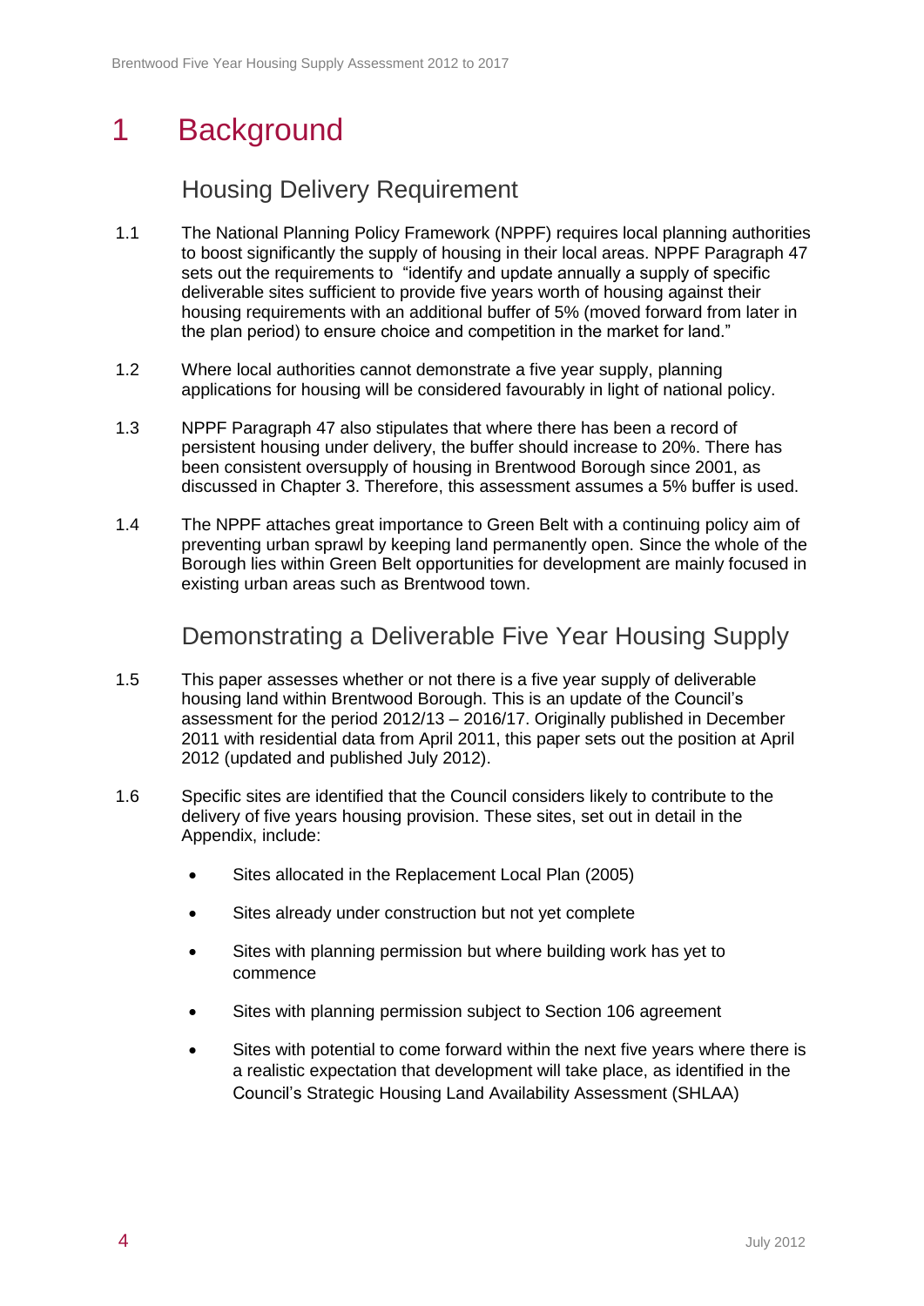# 1 Background

## Housing Delivery Requirement

1.1 The National Planning Policy Framework (NPPF) requires local planning authorities to boost significantly the supply of housing in their local areas. NPPF Paragraph 47 sets out the requirements to "identify and update annually a supply of specific deliverable sites sufficient to provide five years worth of housing against their housing requirements with an additional buffer of 5% (moved forward from later in the plan period) to ensure choice and competition in the market for land."

1.2 Where local authorities cannot demonstrate a five year supply, planning applications for housing will be considered favourably in light of national policy.

1.3 NPPF Paragraph 47 also stipulates that where there has been a record of persistent housing under delivery, the buffer should increase to 20%. There has been consistent oversupply of housing in Brentwood Borough since 2001, as discussed in Chapter 3. Therefore, this assessment assumes a 5% buffer is used.

1.4 The NPPF attaches great importance to Green Belt with a continuing policy aim of preventing urban sprawl by keeping land permanently open. Since the whole of the Borough lies within Green Belt opportunities for development are mainly focused in existing urban areas such as Brentwood town.

## Demonstrating a Deliverable Five Year Housing Supply

1.5 This paper assesses whether or not there is a five year supply of deliverable housing land within Brentwood Borough. This is an update of the Council's assessment for the period 2012/13 – 2016/17. Originally published in December 2011 with residential data from April 2011, this paper sets out the position at April 2012 (updated and published July 2012).

1.6 Specific sites are identified that the Council considers likely to contribute to the delivery of five years housing provision. These sites, set out in detail in the Appendix, include:

- Sites allocated in the Replacement Local Plan (2005)
- Sites already under construction but not yet complete
- Sites with planning permission but where building work has yet to commence
- Sites with planning permission subject to Section 106 agreement
- Sites with potential to come forward within the next five years where there is a realistic expectation that development will take place, as identified in the Council's Strategic Housing Land Availability Assessment (SHLAA)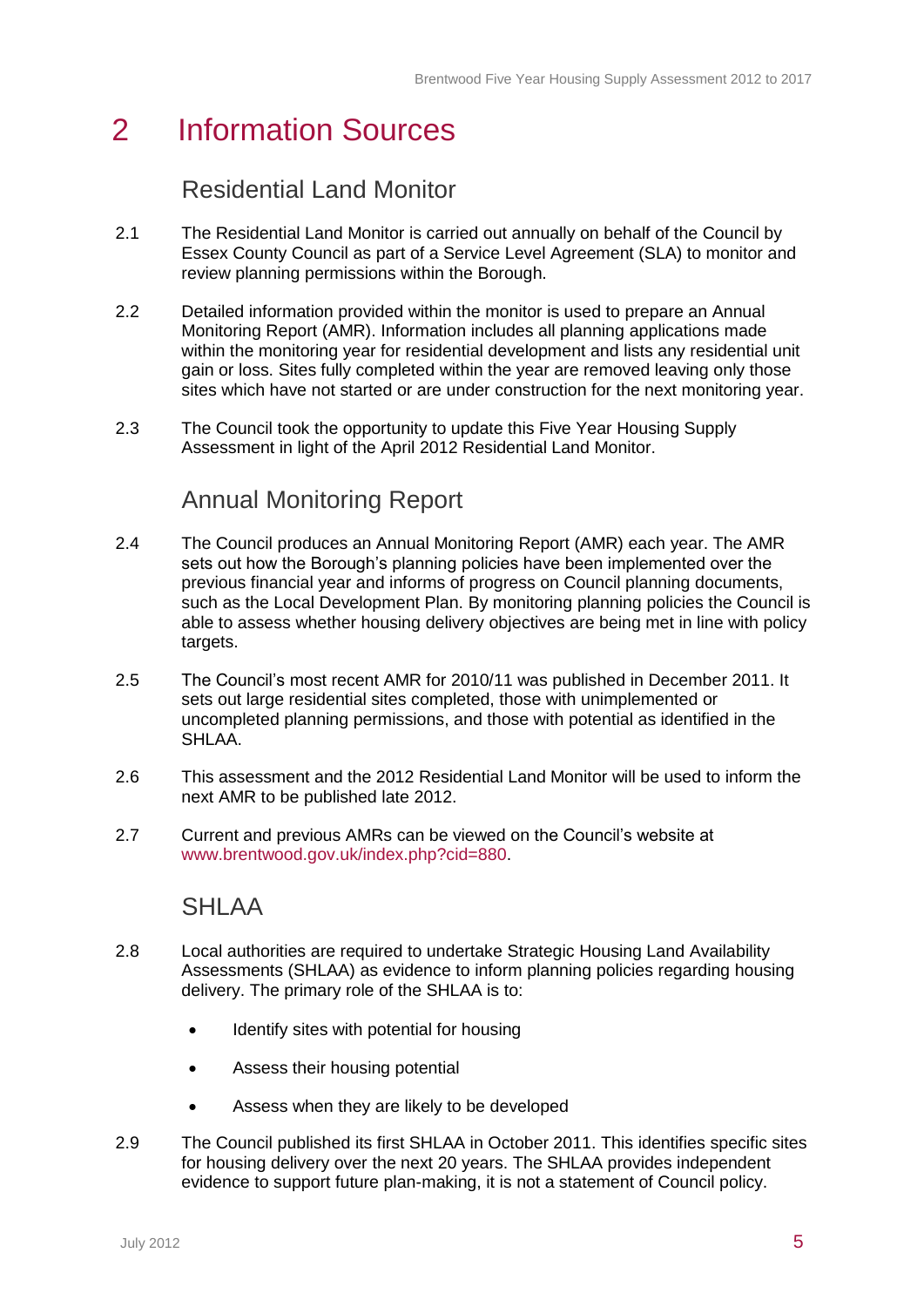# 2 Information Sources

## Residential Land Monitor

2.1 The Residential Land Monitor is carried out annually on behalf of the Council by Essex County Council as part of a Service Level Agreement (SLA) to monitor and review planning permissions within the Borough.

2.2 Detailed information provided within the monitor is used to prepare an Annual Monitoring Report (AMR). Information includes all planning applications made within the monitoring year for residential development and lists any residential unit gain or loss. Sites fully completed within the year are removed leaving only those sites which have not started or are under construction for the next monitoring year.

2.3 The Council took the opportunity to update this Five Year Housing Supply Assessment in light of the April 2012 Residential Land Monitor.

## Annual Monitoring Report

2.4 The Council produces an Annual Monitoring Report (AMR) each year. The AMR sets out how the Borough's planning policies have been implemented over the previous financial year and informs of progress on Council planning documents, such as the Local Development Plan. By monitoring planning policies the Council is able to assess whether housing delivery objectives are being met in line with policy targets.

2.5 The Council's most recent AMR for 2010/11 was published in December 2011. It sets out large residential sites completed, those with unimplemented or uncompleted planning permissions, and those with potential as identified in the SHLAA.

2.6 This assessment and the 2012 Residential Land Monitor will be used to inform the next AMR to be published late 2012.

2.7 Current and previous AMRs can be viewed on the Council's website at www.brentwood.gov.uk/index.php?cid=880.

## SHLAA

2.8 Local authorities are required to undertake Strategic Housing Land Availability Assessments (SHLAA) as evidence to inform planning policies regarding housing delivery. The primary role of the SHLAA is to:

- Identify sites with potential for housing
- Assess their housing potential
- Assess when they are likely to be developed

2.9 The Council published its first SHLAA in October 2011. This identifies specific sites for housing delivery over the next 20 years. The SHLAA provides independent evidence to support future plan-making, it is not a statement of Council policy.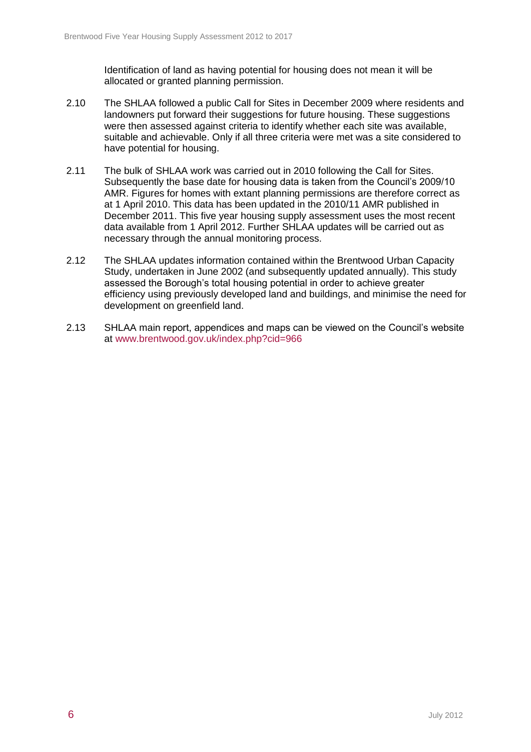Identification of land as having potential for housing does not mean it will be allocated or granted planning permission.

2.10 The SHLAA followed a public Call for Sites in December 2009 where residents and landowners put forward their suggestions for future housing. These suggestions were then assessed against criteria to identify whether each site was available, suitable and achievable. Only if all three criteria were met was a site considered to have potential for housing.

2.11 The bulk of SHLAA work was carried out in 2010 following the Call for Sites. Subsequently the base date for housing data is taken from the Council's 2009/10 AMR. Figures for homes with extant planning permissions are therefore correct as at 1 April 2010. This data has been updated in the 2010/11 AMR published in December 2011. This five year housing supply assessment uses the most recent data available from 1 April 2012. Further SHLAA updates will be carried out as necessary through the annual monitoring process.

2.12 The SHLAA updates information contained within the Brentwood Urban Capacity Study, undertaken in June 2002 (and subsequently updated annually). This study assessed the Borough's total housing potential in order to achieve greater efficiency using previously developed land and buildings, and minimise the need for development on greenfield land.

2.13 SHLAA main report, appendices and maps can be viewed on the Council's website at www.brentwood.gov.uk/index.php?cid=966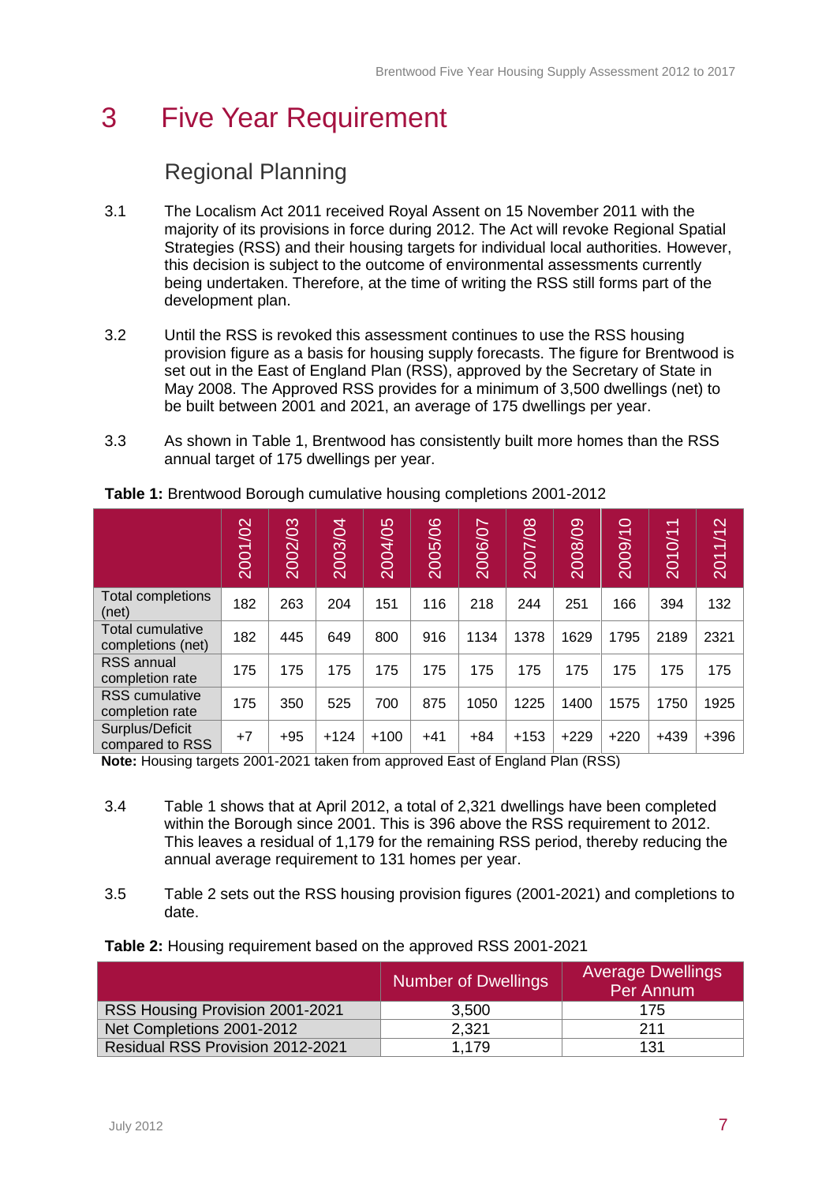# 3 Five Year Requirement

## Regional Planning

3.1 The Localism Act 2011 received Royal Assent on 15 November 2011 with the majority of its provisions in force during 2012. The Act will revoke Regional Spatial Strategies (RSS) and their housing targets for individual local authorities. However, this decision is subject to the outcome of environmental assessments currently being undertaken. Therefore, at the time of writing the RSS still forms part of the development plan.

3.2 Until the RSS is revoked this assessment continues to use the RSS housing provision figure as a basis for housing supply forecasts. The figure for Brentwood is set out in the East of England Plan (RSS), approved by the Secretary of State in May 2008. The Approved RSS provides for a minimum of 3,500 dwellings (net) to be built between 2001 and 2021, an average of 175 dwellings per year.

3.3 As shown in Table 1, Brentwood has consistently built more homes than the RSS annual target of 175 dwellings per year.

**Table 1:** Brentwood Borough cumulative housing completions 2001-2012

| | 2001/02 | 2002/03 | 2003/04 | 2004/05 | 2005/06 | 2006/07 | 2007/08 | 2008/09 | 2009/10 | 2010/11 | 2011/12 |
|---|---|---|---|---|---|---|---|---|---|---|---|
| Total completions (net) | 182 | 263 | 204 | 151 | 116 | 218 | 244 | 251 | 166 | 394 | 132 |
| Total cumulative completions (net) | 182 | 445 | 649 | 800 | 916 | 1134 | 1378 | 1629 | 1795 | 2189 | 2321 |
| RSS annual completion rate | 175 | 175 | 175 | 175 | 175 | 175 | 175 | 175 | 175 | 175 | 175 |
| RSS cumulative completion rate | 175 | 350 | 525 | 700 | 875 | 1050 | 1225 | 1400 | 1575 | 1750 | 1925 |
| Surplus/Deficit compared to RSS | +7 | +95 | +124 | +100 | +41 | +84 | +153 | +229 | +220 | +439 | +396 |

**Note:** Housing targets 2001-2021 taken from approved East of England Plan (RSS)

3.4 Table 1 shows that at April 2012, a total of 2,321 dwellings have been completed within the Borough since 2001. This is 396 above the RSS requirement to 2012. This leaves a residual of 1,179 for the remaining RSS period, thereby reducing the annual average requirement to 131 homes per year.

3.5 Table 2 sets out the RSS housing provision figures (2001-2021) and completions to date.

**Table 2:** Housing requirement based on the approved RSS 2001-2021

| | Number of Dwellings | Average Dwellings Per Annum |
|---|---|---|
| RSS Housing Provision 2001-2021 | 3,500 | 175 |
| Net Completions 2001-2012 | 2,321 | 211 |
| Residual RSS Provision 2012-2021 | 1,179 | 131 |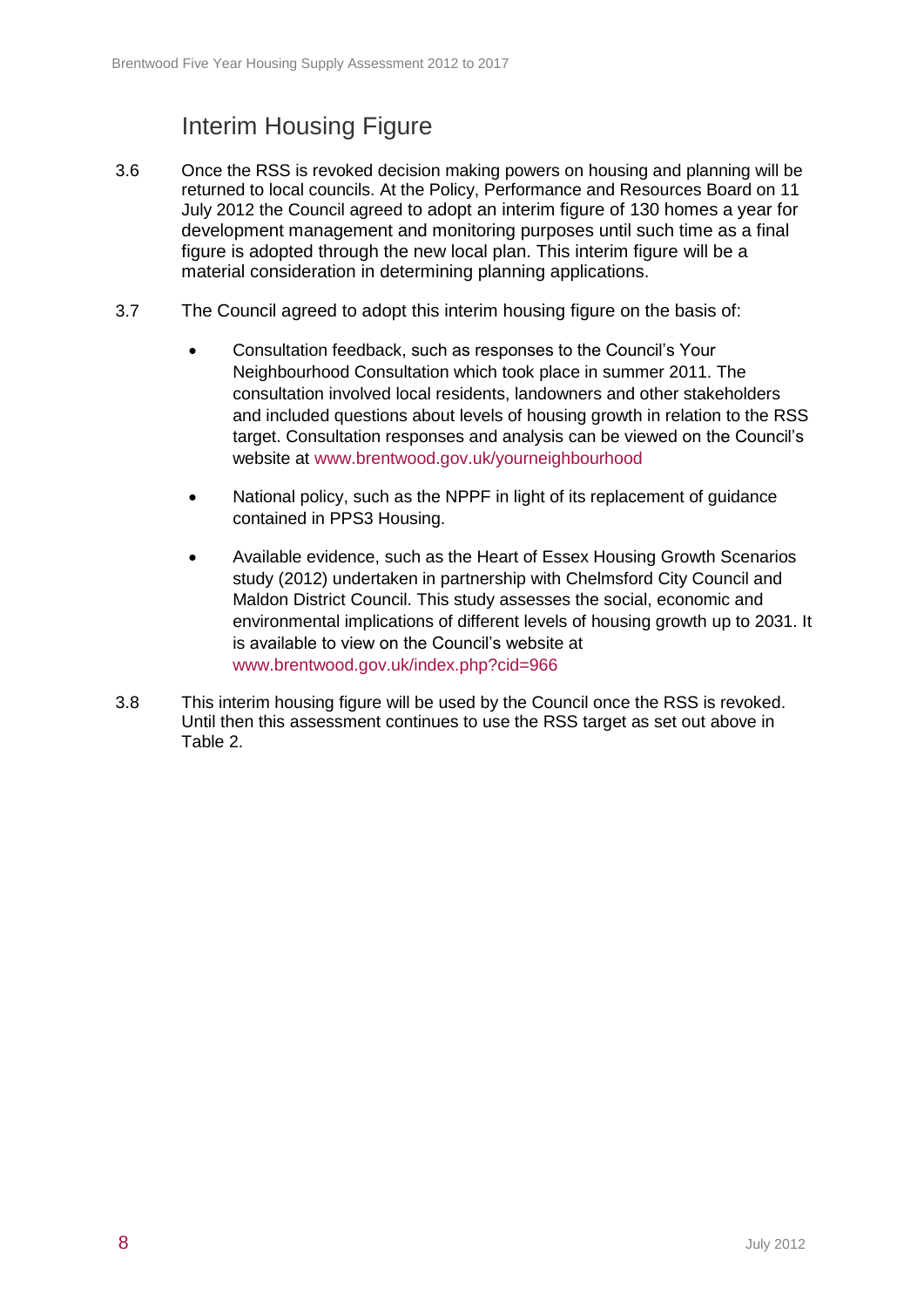## Interim Housing Figure

3.6 Once the RSS is revoked decision making powers on housing and planning will be returned to local councils. At the Policy, Performance and Resources Board on 11 July 2012 the Council agreed to adopt an interim figure of 130 homes a year for development management and monitoring purposes until such time as a final figure is adopted through the new local plan. This interim figure will be a material consideration in determining planning applications.

3.7 The Council agreed to adopt this interim housing figure on the basis of:

- Consultation feedback, such as responses to the Council's Your Neighbourhood Consultation which took place in summer 2011. The consultation involved local residents, landowners and other stakeholders and included questions about levels of housing growth in relation to the RSS target. Consultation responses and analysis can be viewed on the Council's website at www.brentwood.gov.uk/yourneighbourhood

- National policy, such as the NPPF in light of its replacement of guidance contained in PPS3 Housing.

- Available evidence, such as the Heart of Essex Housing Growth Scenarios study (2012) undertaken in partnership with Chelmsford City Council and Maldon District Council. This study assesses the social, economic and environmental implications of different levels of housing growth up to 2031. It is available to view on the Council's website at www.brentwood.gov.uk/index.php?cid=966

3.8 This interim housing figure will be used by the Council once the RSS is revoked. Until then this assessment continues to use the RSS target as set out above in Table 2.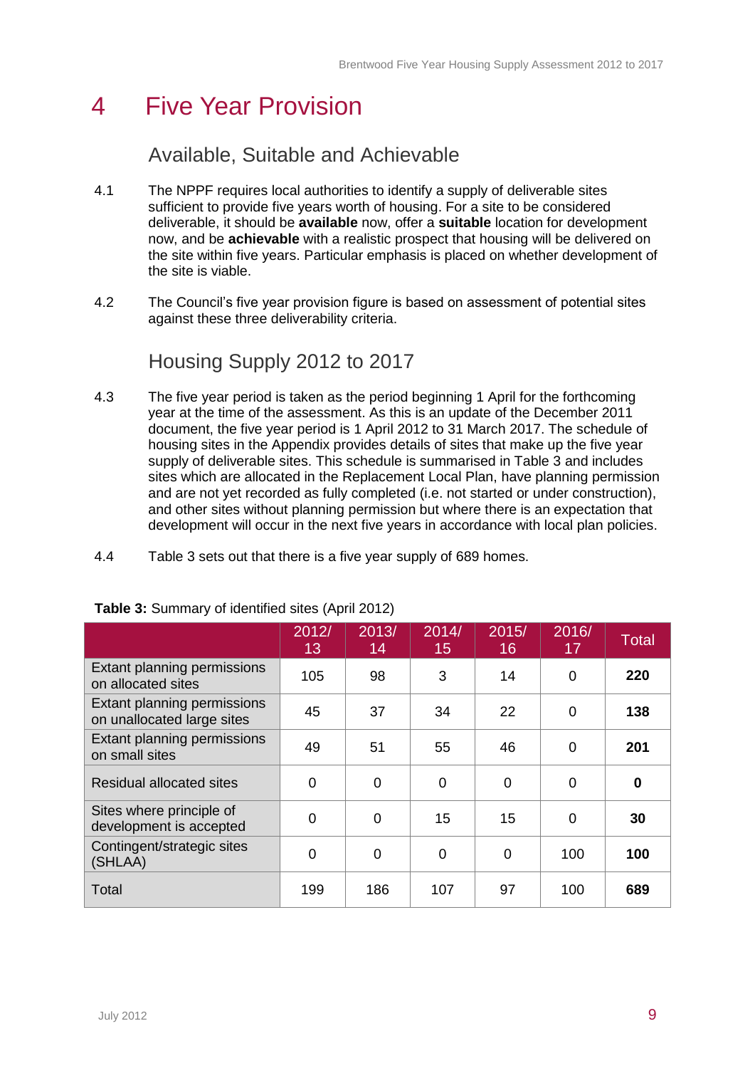# 4 Five Year Provision

## Available, Suitable and Achievable

4.1 The NPPF requires local authorities to identify a supply of deliverable sites sufficient to provide five years worth of housing. For a site to be considered deliverable, it should be **available** now, offer a **suitable** location for development now, and be **achievable** with a realistic prospect that housing will be delivered on the site within five years. Particular emphasis is placed on whether development of the site is viable.

4.2 The Council's five year provision figure is based on assessment of potential sites against these three deliverability criteria.

## Housing Supply 2012 to 2017

4.3 The five year period is taken as the period beginning 1 April for the forthcoming year at the time of the assessment. As this is an update of the December 2011 document, the five year period is 1 April 2012 to 31 March 2017. The schedule of housing sites in the Appendix provides details of sites that make up the five year supply of deliverable sites. This schedule is summarised in Table 3 and includes sites which are allocated in the Replacement Local Plan, have planning permission and are not yet recorded as fully completed (i.e. not started or under construction), and other sites without planning permission but where there is an expectation that development will occur in the next five years in accordance with local plan policies.

4.4 Table 3 sets out that there is a five year supply of 689 homes.

**Table 3:** Summary of identified sites (April 2012)

| | 2012/13 | 2013/14 | 2014/15 | 2015/16 | 2016/17 | Total |
|---|---|---|---|---|---|---|
| Extant planning permissions on allocated sites | 105 | 98 | 3 | 14 | 0 | **220** |
| Extant planning permissions on unallocated large sites | 45 | 37 | 34 | 22 | 0 | **138** |
| Extant planning permissions on small sites | 49 | 51 | 55 | 46 | 0 | **201** |
| Residual allocated sites | 0 | 0 | 0 | 0 | 0 | **0** |
| Sites where principle of development is accepted | 0 | 0 | 15 | 15 | 0 | **30** |
| Contingent/strategic sites (SHLAA) | 0 | 0 | 0 | 0 | 100 | **100** |
| Total | 199 | 186 | 107 | 97 | 100 | **689** |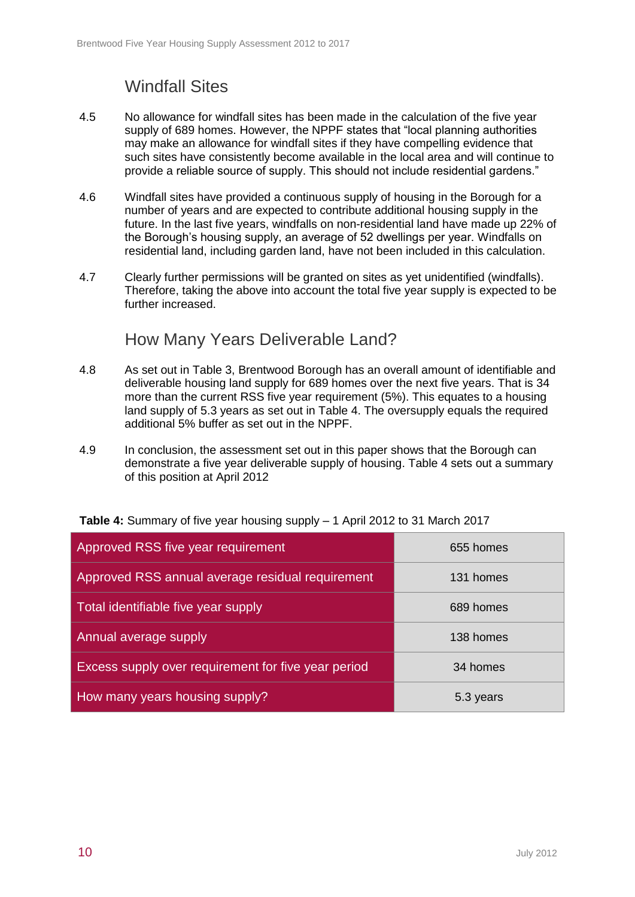## Windfall Sites

4.5 No allowance for windfall sites has been made in the calculation of the five year supply of 689 homes. However, the NPPF states that "local planning authorities may make an allowance for windfall sites if they have compelling evidence that such sites have consistently become available in the local area and will continue to provide a reliable source of supply. This should not include residential gardens."

4.6 Windfall sites have provided a continuous supply of housing in the Borough for a number of years and are expected to contribute additional housing supply in the future. In the last five years, windfalls on non-residential land have made up 22% of the Borough's housing supply, an average of 52 dwellings per year. Windfalls on residential land, including garden land, have not been included in this calculation.

4.7 Clearly further permissions will be granted on sites as yet unidentified (windfalls). Therefore, taking the above into account the total five year supply is expected to be further increased.

## How Many Years Deliverable Land?

4.8 As set out in Table 3, Brentwood Borough has an overall amount of identifiable and deliverable housing land supply for 689 homes over the next five years. That is 34 more than the current RSS five year requirement (5%). This equates to a housing land supply of 5.3 years as set out in Table 4. The oversupply equals the required additional 5% buffer as set out in the NPPF.

4.9 In conclusion, the assessment set out in this paper shows that the Borough can demonstrate a five year deliverable supply of housing. Table 4 sets out a summary of this position at April 2012

**Table 4:** Summary of five year housing supply – 1 April 2012 to 31 March 2017

| | |
|---|---|
| Approved RSS five year requirement | 655 homes |
| Approved RSS annual average residual requirement | 131 homes |
| Total identifiable five year supply | 689 homes |
| Annual average supply | 138 homes |
| Excess supply over requirement for five year period | 34 homes |
| How many years housing supply? | 5.3 years |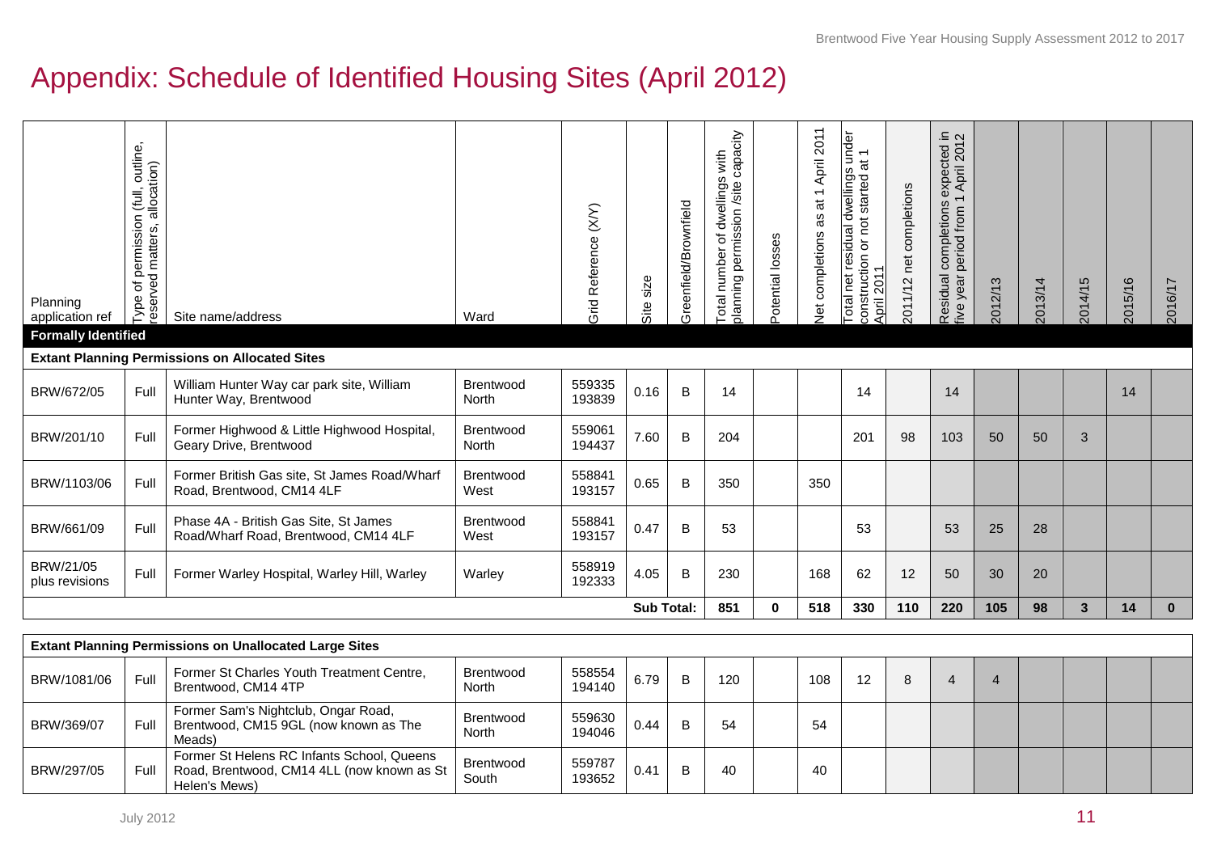# Appendix: Schedule of Identified Housing Sites (April 2012)

| Planning application ref | Type of permission (full, outline, reserved matters, allocation) | Site name/address | Ward | Grid Reference (X/Y) | Site size | Greenfield/Brownfield | Total number of dwellings with planning permission /site capacity | Potential losses | Net completions as at 1 April 2011 | Total net residual dwellings under construction or not started at 1 April 2011 | 2011/12 net completions | Residual completions expected in five year period from 1 April 2012 | 2012/13 | 2013/14 | 2014/15 | 2015/16 | 2016/17 |
|---|---|---|---|---|---|---|---|---|---|---|---|---|---|---|---|---|---|
| **Formally Identified** | | | | | | | | | | | | | | | | | |
| **Extant Planning Permissions on Allocated Sites** | | | | | | | | | | | | | | | | | |
| BRW/672/05 | Full | William Hunter Way car park site, William Hunter Way, Brentwood | Brentwood North | 559335 193839 | 0.16 | B | 14 | | | 14 | | 14 | | | | 14 | |
| BRW/201/10 | Full | Former Highwood & Little Highwood Hospital, Geary Drive, Brentwood | Brentwood North | 559061 194437 | 7.60 | B | 204 | | | 201 | 98 | 103 | 50 | 50 | 3 | | |
| BRW/1103/06 | Full | Former British Gas site, St James Road/Wharf Road, Brentwood, CM14 4LF | Brentwood West | 558841 193157 | 0.65 | B | 350 | | 350 | | | | | | | | |
| BRW/661/09 | Full | Phase 4A - British Gas Site, St James Road/Wharf Road, Brentwood, CM14 4LF | Brentwood West | 558841 193157 | 0.47 | B | 53 | | | 53 | | 53 | 25 | 28 | | | |
| BRW/21/05 plus revisions | Full | Former Warley Hospital, Warley Hill, Warley | Warley | 558919 192333 | 4.05 | B | 230 | | 168 | 62 | 12 | 50 | 30 | 20 | | | |
| | | | | | **Sub Total:** | | **851** | **0** | **518** | **330** | **110** | **220** | **105** | **98** | **3** | **14** | **0** |
| **Extant Planning Permissions on Unallocated Large Sites** | | | | | | | | | | | | | | | | | |
| BRW/1081/06 | Full | Former St Charles Youth Treatment Centre, Brentwood, CM14 4TP | Brentwood North | 558554 194140 | 6.79 | B | 120 | | 108 | 12 | 8 | 4 | 4 | | | | |
| BRW/369/07 | Full | Former Sam's Nightclub, Ongar Road, Brentwood, CM15 9GL (now known as The Meads) | Brentwood North | 559630 194046 | 0.44 | B | 54 | | 54 | | | | | | | | |
| BRW/297/05 | Full | Former St Helens RC Infants School, Queens Road, Brentwood, CM14 4LL (now known as St Helen's Mews) | Brentwood South | 559787 193652 | 0.41 | B | 40 | | 40 | | | | | | | | |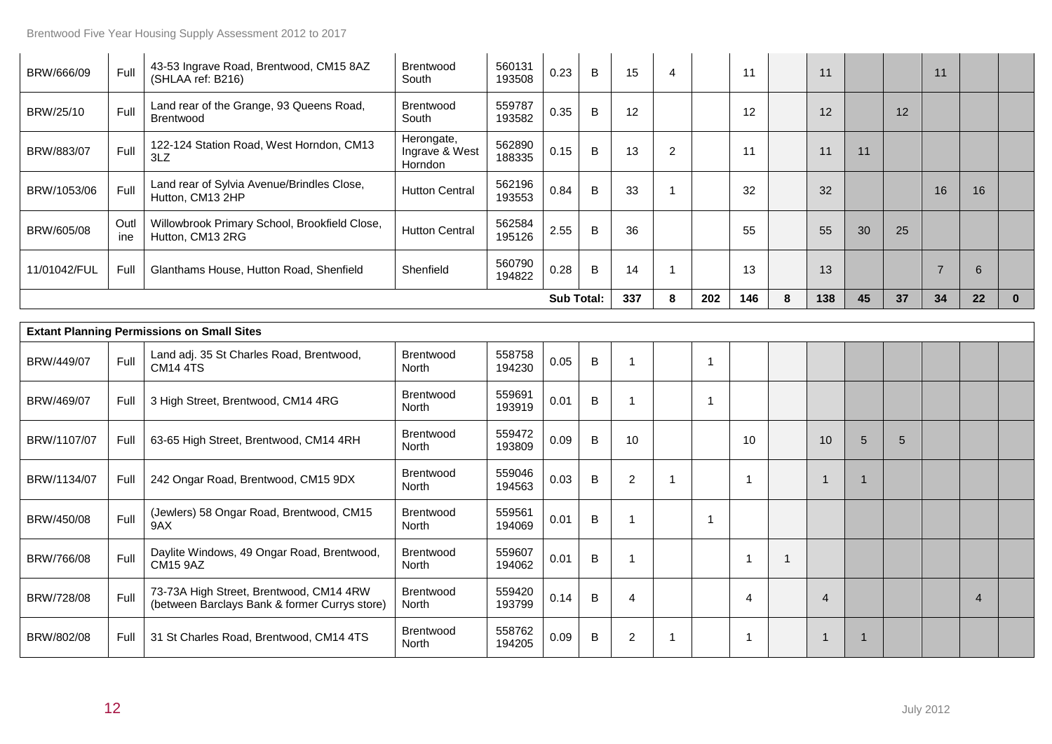| | | | | | | | | | | | | | | | | | |
|---|---|---|---|---|---|---|---|---|---|---|---|---|---|---|---|---|---|
| BRW/666/09 | Full | 43-53 Ingrave Road, Brentwood, CM15 8AZ (SHLAA ref: B216) | Brentwood South | 560131 193508 | 0.23 | B | 15 | 4 | | 11 | | 11 | | | 11 | | |
| BRW/25/10 | Full | Land rear of the Grange, 93 Queens Road, Brentwood | Brentwood South | 559787 193582 | 0.35 | B | 12 | | | 12 | | 12 | | 12 | | | |
| BRW/883/07 | Full | 122-124 Station Road, West Horndon, CM13 3LZ | Herongate, Ingrave & West Horndon | 562890 188335 | 0.15 | B | 13 | 2 | | 11 | | 11 | 11 | | | | |
| BRW/1053/06 | Full | Land rear of Sylvia Avenue/Brindles Close, Hutton, CM13 2HP | Hutton Central | 562196 193553 | 0.84 | B | 33 | 1 | | 32 | | 32 | | | 16 | 16 | |
| BRW/605/08 | Outline | Willowbrook Primary School, Brookfield Close, Hutton, CM13 2RG | Hutton Central | 562584 195126 | 2.55 | B | 36 | | | 55 | | 55 | 30 | 25 | | | |
| 11/01042/FUL | Full | Glanthams House, Hutton Road, Shenfield | Shenfield | 560790 194822 | 0.28 | B | 14 | 1 | | 13 | | 13 | | | 7 | 6 | |
| | | | | | **Sub Total:** | | **337** | **8** | **202** | **146** | **8** | **138** | **45** | **37** | **34** | **22** | **0** |
| **Extant Planning Permissions on Small Sites** | | | | | | | | | | | | | | | | | |
| BRW/449/07 | Full | Land adj. 35 St Charles Road, Brentwood, CM14 4TS | Brentwood North | 558758 194230 | 0.05 | B | 1 | | 1 | | | | | | | | |
| BRW/469/07 | Full | 3 High Street, Brentwood, CM14 4RG | Brentwood North | 559691 193919 | 0.01 | B | 1 | | 1 | | | | | | | | |
| BRW/1107/07 | Full | 63-65 High Street, Brentwood, CM14 4RH | Brentwood North | 559472 193809 | 0.09 | B | 10 | | | 10 | | 10 | 5 | 5 | | | |
| BRW/1134/07 | Full | 242 Ongar Road, Brentwood, CM15 9DX | Brentwood North | 559046 194563 | 0.03 | B | 2 | 1 | | 1 | | 1 | 1 | | | | |
| BRW/450/08 | Full | (Jewlers) 58 Ongar Road, Brentwood, CM15 9AX | Brentwood North | 559561 194069 | 0.01 | B | 1 | | 1 | | | | | | | | |
| BRW/766/08 | Full | Daylite Windows, 49 Ongar Road, Brentwood, CM15 9AZ | Brentwood North | 559607 194062 | 0.01 | B | 1 | | | 1 | 1 | | | | | | |
| BRW/728/08 | Full | 73-73A High Street, Brentwood, CM14 4RW (between Barclays Bank & former Currys store) | Brentwood North | 559420 193799 | 0.14 | B | 4 | | | 4 | | 4 | | | | 4 | |
| BRW/802/08 | Full | 31 St Charles Road, Brentwood, CM14 4TS | Brentwood North | 558762 194205 | 0.09 | B | 2 | 1 | | 1 | | 1 | 1 | | | | |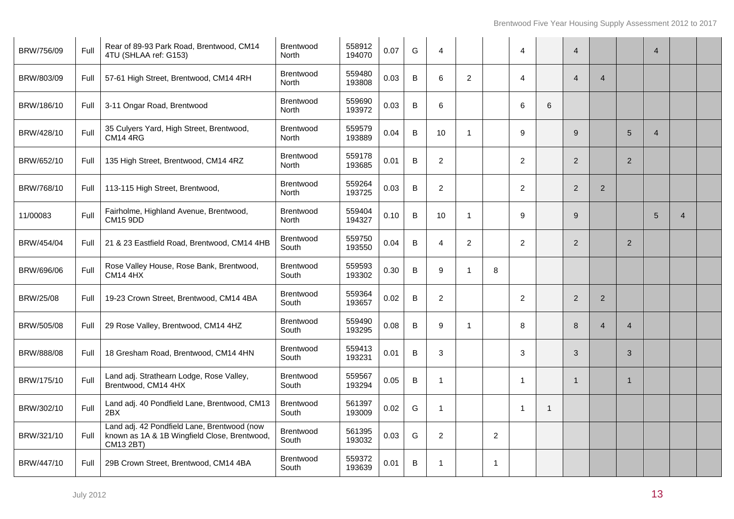| | | | | | | | | | | | | | | | | | |
|---|---|---|---|---|---|---|---|---|---|---|---|---|---|---|---|---|---|
| BRW/756/09 | Full | Rear of 89-93 Park Road, Brentwood, CM14 4TU (SHLAA ref: G153) | Brentwood North | 558912 194070 | 0.07 | G | 4 | | | 4 | | 4 | | | 4 | | |
| BRW/803/09 | Full | 57-61 High Street, Brentwood, CM14 4RH | Brentwood North | 559480 193808 | 0.03 | B | 6 | 2 | | 4 | | 4 | 4 | | | | |
| BRW/186/10 | Full | 3-11 Ongar Road, Brentwood | Brentwood North | 559690 193972 | 0.03 | B | 6 | | | 6 | 6 | | | | | | |
| BRW/428/10 | Full | 35 Culyers Yard, High Street, Brentwood, CM14 4RG | Brentwood North | 559579 193889 | 0.04 | B | 10 | 1 | | 9 | | 9 | | 5 | 4 | | |
| BRW/652/10 | Full | 135 High Street, Brentwood, CM14 4RZ | Brentwood North | 559178 193685 | 0.01 | B | 2 | | | 2 | | 2 | | 2 | | | |
| BRW/768/10 | Full | 113-115 High Street, Brentwood, | Brentwood North | 559264 193725 | 0.03 | B | 2 | | | 2 | | 2 | 2 | | | | |
| 11/00083 | Full | Fairholme, Highland Avenue, Brentwood, CM15 9DD | Brentwood North | 559404 194327 | 0.10 | B | 10 | 1 | | 9 | | 9 | | | 5 | 4 | |
| BRW/454/04 | Full | 21 & 23 Eastfield Road, Brentwood, CM14 4HB | Brentwood South | 559750 193550 | 0.04 | B | 4 | 2 | | 2 | | 2 | | 2 | | | |
| BRW/696/06 | Full | Rose Valley House, Rose Bank, Brentwood, CM14 4HX | Brentwood South | 559593 193302 | 0.30 | B | 9 | 1 | 8 | | | | | | | | |
| BRW/25/08 | Full | 19-23 Crown Street, Brentwood, CM14 4BA | Brentwood South | 559364 193657 | 0.02 | B | 2 | | | 2 | | 2 | 2 | | | | |
| BRW/505/08 | Full | 29 Rose Valley, Brentwood, CM14 4HZ | Brentwood South | 559490 193295 | 0.08 | B | 9 | 1 | | 8 | | 8 | 4 | 4 | | | |
| BRW/888/08 | Full | 18 Gresham Road, Brentwood, CM14 4HN | Brentwood South | 559413 193231 | 0.01 | B | 3 | | | 3 | | 3 | | 3 | | | |
| BRW/175/10 | Full | Land adj. Strathearn Lodge, Rose Valley, Brentwood, CM14 4HX | Brentwood South | 559567 193294 | 0.05 | B | 1 | | | 1 | | 1 | | 1 | | | |
| BRW/302/10 | Full | Land adj. 40 Pondfield Lane, Brentwood, CM13 2BX | Brentwood South | 561397 193009 | 0.02 | G | 1 | | | 1 | 1 | | | | | | |
| BRW/321/10 | Full | Land adj. 42 Pondfield Lane, Brentwood (now known as 1A & 1B Wingfield Close, Brentwood, CM13 2BT) | Brentwood South | 561395 193032 | 0.03 | G | 2 | | 2 | | | | | | | | |
| BRW/447/10 | Full | 29B Crown Street, Brentwood, CM14 4BA | Brentwood South | 559372 193639 | 0.01 | B | 1 | | 1 | | | | | | | | |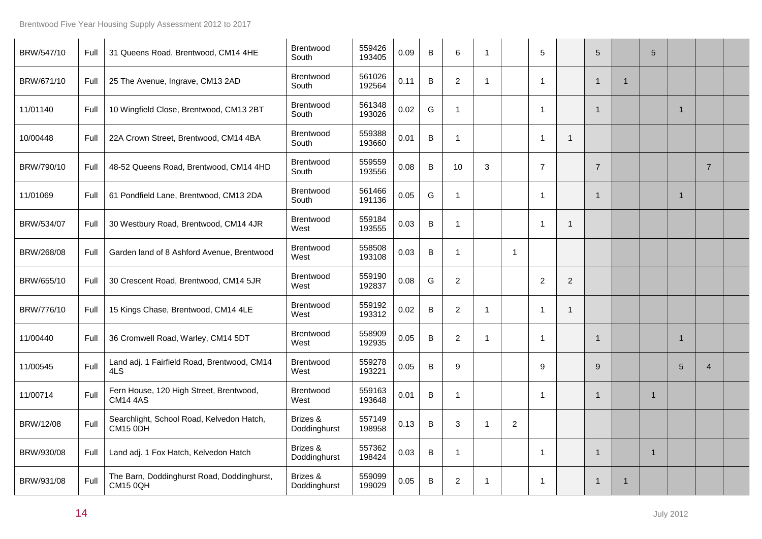| | | | | | | | | | | | | | | | | | |
|---|---|---|---|---|---|---|---|---|---|---|---|---|---|---|---|---|---|
| BRW/547/10 | Full | 31 Queens Road, Brentwood, CM14 4HE | Brentwood South | 559426 193405 | 0.09 | B | 6 | 1 | | 5 | | 5 | | 5 | | | |
| BRW/671/10 | Full | 25 The Avenue, Ingrave, CM13 2AD | Brentwood South | 561026 192564 | 0.11 | B | 2 | 1 | | 1 | | 1 | 1 | | | | |
| 11/01140 | Full | 10 Wingfield Close, Brentwood, CM13 2BT | Brentwood South | 561348 193026 | 0.02 | G | 1 | | | 1 | | 1 | | | 1 | | |
| 10/00448 | Full | 22A Crown Street, Brentwood, CM14 4BA | Brentwood South | 559388 193660 | 0.01 | B | 1 | | | 1 | 1 | | | | | | |
| BRW/790/10 | Full | 48-52 Queens Road, Brentwood, CM14 4HD | Brentwood South | 559559 193556 | 0.08 | B | 10 | 3 | | 7 | | 7 | | | | 7 | |
| 11/01069 | Full | 61 Pondfield Lane, Brentwood, CM13 2DA | Brentwood South | 561466 191136 | 0.05 | G | 1 | | | 1 | | 1 | | | 1 | | |
| BRW/534/07 | Full | 30 Westbury Road, Brentwood, CM14 4JR | Brentwood West | 559184 193555 | 0.03 | B | 1 | | | 1 | 1 | | | | | | |
| BRW/268/08 | Full | Garden land of 8 Ashford Avenue, Brentwood | Brentwood West | 558508 193108 | 0.03 | B | 1 | | 1 | | | | | | | | |
| BRW/655/10 | Full | 30 Crescent Road, Brentwood, CM14 5JR | Brentwood West | 559190 192837 | 0.08 | G | 2 | | | 2 | 2 | | | | | | |
| BRW/776/10 | Full | 15 Kings Chase, Brentwood, CM14 4LE | Brentwood West | 559192 193312 | 0.02 | B | 2 | 1 | | 1 | 1 | | | | | | |
| 11/00440 | Full | 36 Cromwell Road, Warley, CM14 5DT | Brentwood West | 558909 192935 | 0.05 | B | 2 | 1 | | 1 | | 1 | | | 1 | | |
| 11/00545 | Full | Land adj. 1 Fairfield Road, Brentwood, CM14 4LS | Brentwood West | 559278 193221 | 0.05 | B | 9 | | | 9 | | 9 | | | 5 | 4 | |
| 11/00714 | Full | Fern House, 120 High Street, Brentwood, CM14 4AS | Brentwood West | 559163 193648 | 0.01 | B | 1 | | | 1 | | 1 | | 1 | | | |
| BRW/12/08 | Full | Searchlight, School Road, Kelvedon Hatch, CM15 0DH | Brizes & Doddinghurst | 557149 198958 | 0.13 | B | 3 | 1 | 2 | | | | | | | | |
| BRW/930/08 | Full | Land adj. 1 Fox Hatch, Kelvedon Hatch | Brizes & Doddinghurst | 557362 198424 | 0.03 | B | 1 | | | 1 | | 1 | | 1 | | | |
| BRW/931/08 | Full | The Barn, Doddinghurst Road, Doddinghurst, CM15 0QH | Brizes & Doddinghurst | 559099 199029 | 0.05 | B | 2 | 1 | | 1 | | 1 | 1 | | | | |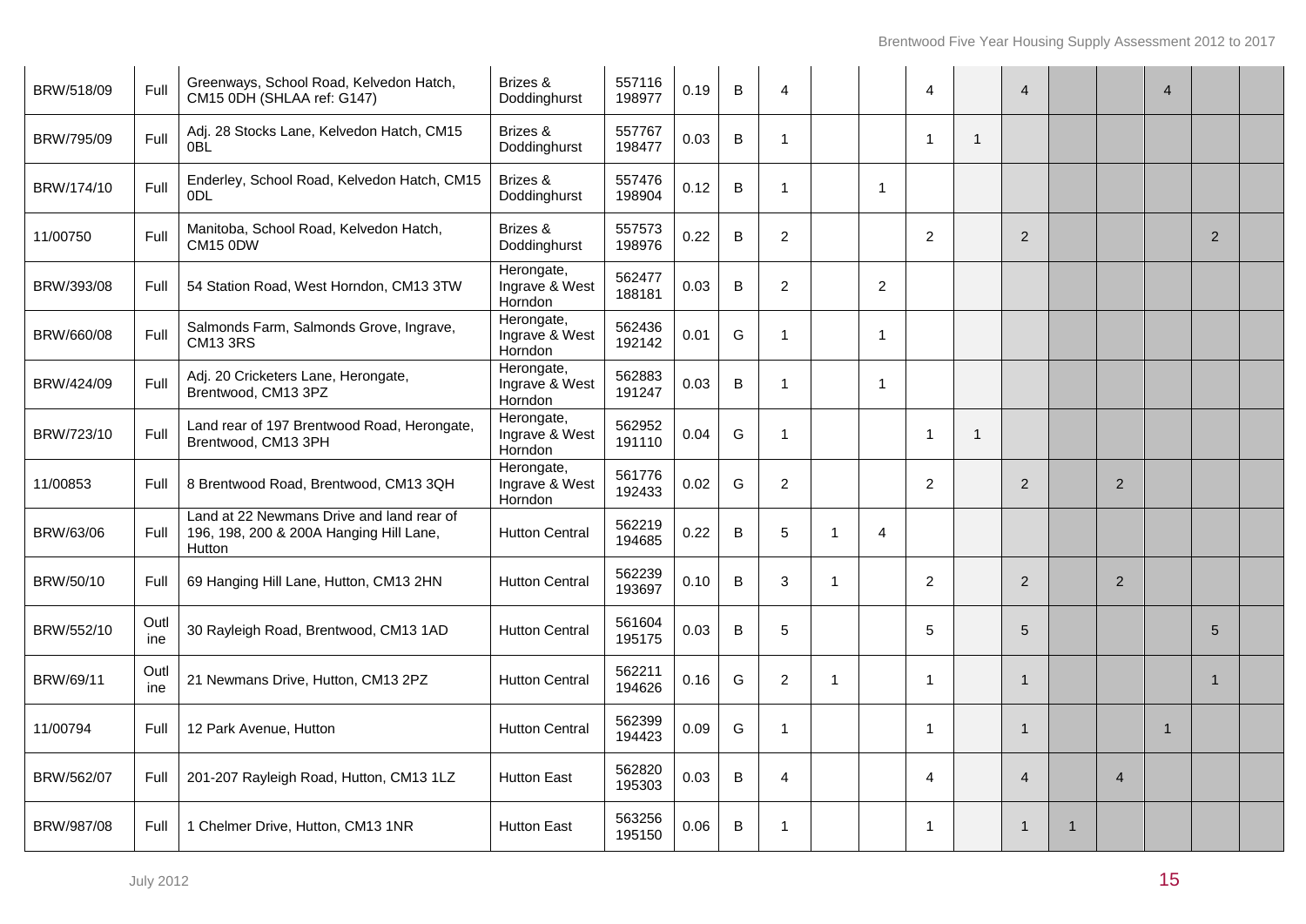| | | | | | | | | | | | | | | | | | | |
|---|---|---|---|---|---|---|---|---|---|---|---|---|---|---|---|---|---|---|
| BRW/518/09 | Full | Greenways, School Road, Kelvedon Hatch, CM15 0DH (SHLAA ref: G147) | Brizes & Doddinghurst | 557116 198977 | 0.19 | B | 4 | | | 4 | | 4 | | | 4 | | | |
| BRW/795/09 | Full | Adj. 28 Stocks Lane, Kelvedon Hatch, CM15 0BL | Brizes & Doddinghurst | 557767 198477 | 0.03 | B | 1 | | | 1 | 1 | | | | | | | |
| BRW/174/10 | Full | Enderley, School Road, Kelvedon Hatch, CM15 0DL | Brizes & Doddinghurst | 557476 198904 | 0.12 | B | 1 | | 1 | | | | | | | | | |
| 11/00750 | Full | Manitoba, School Road, Kelvedon Hatch, CM15 0DW | Brizes & Doddinghurst | 557573 198976 | 0.22 | B | 2 | | | 2 | | 2 | | | | 2 | | |
| BRW/393/08 | Full | 54 Station Road, West Horndon, CM13 3TW | Herongate, Ingrave & West Horndon | 562477 188181 | 0.03 | B | 2 | | 2 | | | | | | | | | |
| BRW/660/08 | Full | Salmonds Farm, Salmonds Grove, Ingrave, CM13 3RS | Herongate, Ingrave & West Horndon | 562436 192142 | 0.01 | G | 1 | | 1 | | | | | | | | | |
| BRW/424/09 | Full | Adj. 20 Cricketers Lane, Herongate, Brentwood, CM13 3PZ | Herongate, Ingrave & West Horndon | 562883 191247 | 0.03 | B | 1 | | 1 | | | | | | | | | |
| BRW/723/10 | Full | Land rear of 197 Brentwood Road, Herongate, Brentwood, CM13 3PH | Herongate, Ingrave & West Horndon | 562952 191110 | 0.04 | G | 1 | | | 1 | 1 | | | | | | | |
| 11/00853 | Full | 8 Brentwood Road, Brentwood, CM13 3QH | Herongate, Ingrave & West Horndon | 561776 192433 | 0.02 | G | 2 | | | 2 | | 2 | | 2 | | | | |
| BRW/63/06 | Full | Land at 22 Newmans Drive and land rear of 196, 198, 200 & 200A Hanging Hill Lane, Hutton | Hutton Central | 562219 194685 | 0.22 | B | 5 | 1 | 4 | | | | | | | | | |
| BRW/50/10 | Full | 69 Hanging Hill Lane, Hutton, CM13 2HN | Hutton Central | 562239 193697 | 0.10 | B | 3 | 1 | | 2 | | 2 | | 2 | | | | |
| BRW/552/10 | Outline | 30 Rayleigh Road, Brentwood, CM13 1AD | Hutton Central | 561604 195175 | 0.03 | B | 5 | | | 5 | | 5 | | | | 5 | | |
| BRW/69/11 | Outline | 21 Newmans Drive, Hutton, CM13 2PZ | Hutton Central | 562211 194626 | 0.16 | G | 2 | 1 | | 1 | | 1 | | | | 1 | | |
| 11/00794 | Full | 12 Park Avenue, Hutton | Hutton Central | 562399 194423 | 0.09 | G | 1 | | | 1 | | 1 | | | 1 | | | |
| BRW/562/07 | Full | 201-207 Rayleigh Road, Hutton, CM13 1LZ | Hutton East | 562820 195303 | 0.03 | B | 4 | | | 4 | | 4 | | 4 | | | | |
| BRW/987/08 | Full | 1 Chelmer Drive, Hutton, CM13 1NR | Hutton East | 563256 195150 | 0.06 | B | 1 | | | 1 | | 1 | 1 | | | | | |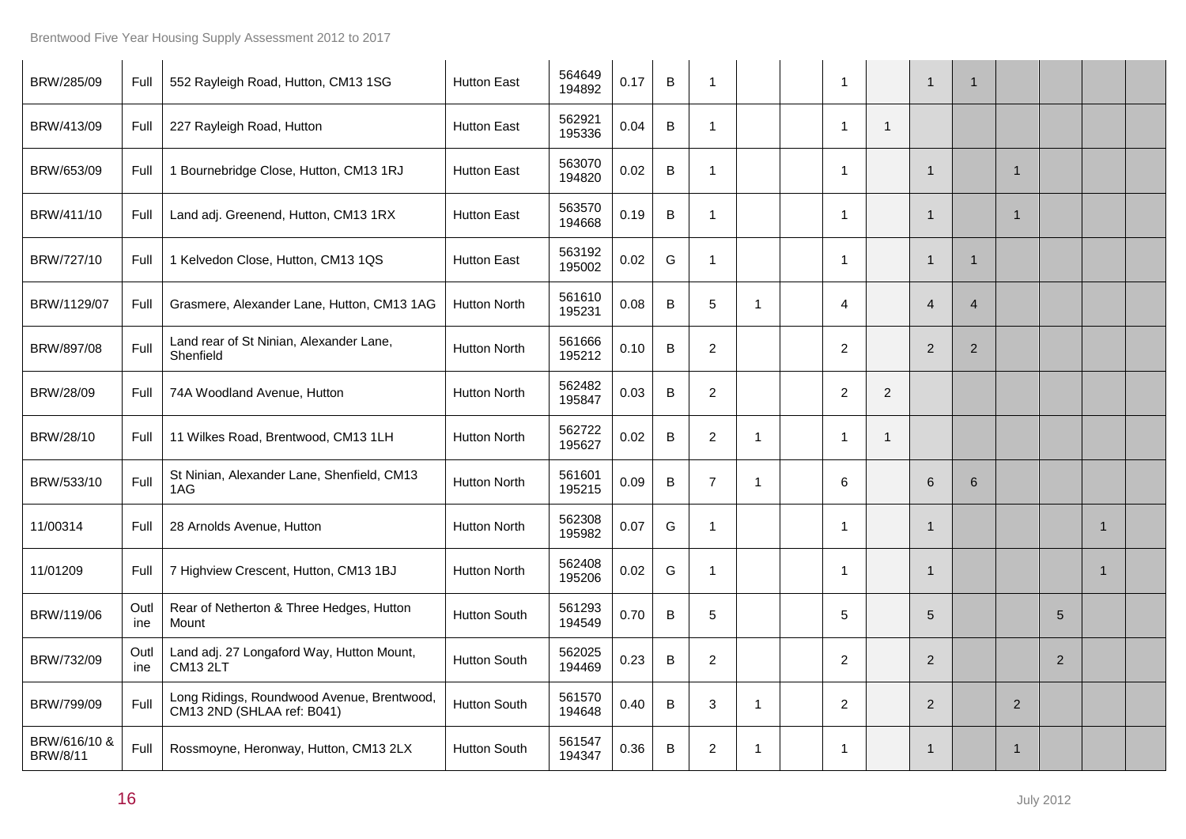| | | | | | | | | | | | | | | | | | |
|---|---|---|---|---|---|---|---|---|---|---|---|---|---|---|---|---|---|
| BRW/285/09 | Full | 552 Rayleigh Road, Hutton, CM13 1SG | Hutton East | 564649 194892 | 0.17 | B | 1 | | | 1 | | 1 | 1 | | | | |
| BRW/413/09 | Full | 227 Rayleigh Road, Hutton | Hutton East | 562921 195336 | 0.04 | B | 1 | | | 1 | 1 | | | | | | |
| BRW/653/09 | Full | 1 Bournebridge Close, Hutton, CM13 1RJ | Hutton East | 563070 194820 | 0.02 | B | 1 | | | 1 | | 1 | | 1 | | | |
| BRW/411/10 | Full | Land adj. Greenend, Hutton, CM13 1RX | Hutton East | 563570 194668 | 0.19 | B | 1 | | | 1 | | 1 | | 1 | | | |
| BRW/727/10 | Full | 1 Kelvedon Close, Hutton, CM13 1QS | Hutton East | 563192 195002 | 0.02 | G | 1 | | | 1 | | 1 | 1 | | | | |
| BRW/1129/07 | Full | Grasmere, Alexander Lane, Hutton, CM13 1AG | Hutton North | 561610 195231 | 0.08 | B | 5 | 1 | | 4 | | 4 | 4 | | | | |
| BRW/897/08 | Full | Land rear of St Ninian, Alexander Lane, Shenfield | Hutton North | 561666 195212 | 0.10 | B | 2 | | | 2 | | 2 | 2 | | | | |
| BRW/28/09 | Full | 74A Woodland Avenue, Hutton | Hutton North | 562482 195847 | 0.03 | B | 2 | | | 2 | 2 | | | | | | |
| BRW/28/10 | Full | 11 Wilkes Road, Brentwood, CM13 1LH | Hutton North | 562722 195627 | 0.02 | B | 2 | 1 | | 1 | 1 | | | | | | |
| BRW/533/10 | Full | St Ninian, Alexander Lane, Shenfield, CM13 1AG | Hutton North | 561601 195215 | 0.09 | B | 7 | 1 | | 6 | | 6 | 6 | | | | |
| 11/00314 | Full | 28 Arnolds Avenue, Hutton | Hutton North | 562308 195982 | 0.07 | G | 1 | | | 1 | | 1 | | | | 1 | |
| 11/01209 | Full | 7 Highview Crescent, Hutton, CM13 1BJ | Hutton North | 562408 195206 | 0.02 | G | 1 | | | 1 | | 1 | | | | 1 | |
| BRW/119/06 | Outline | Rear of Netherton & Three Hedges, Hutton Mount | Hutton South | 561293 194549 | 0.70 | B | 5 | | | 5 | | 5 | | | 5 | | |
| BRW/732/09 | Outline | Land adj. 27 Longaford Way, Hutton Mount, CM13 2LT | Hutton South | 562025 194469 | 0.23 | B | 2 | | | 2 | | 2 | | | 2 | | |
| BRW/799/09 | Full | Long Ridings, Roundwood Avenue, Brentwood, CM13 2ND (SHLAA ref: B041) | Hutton South | 561570 194648 | 0.40 | B | 3 | 1 | | 2 | | 2 | | 2 | | | |
| BRW/616/10 & BRW/8/11 | Full | Rossmoyne, Heronway, Hutton, CM13 2LX | Hutton South | 561547 194347 | 0.36 | B | 2 | 1 | | 1 | | 1 | | 1 | | | |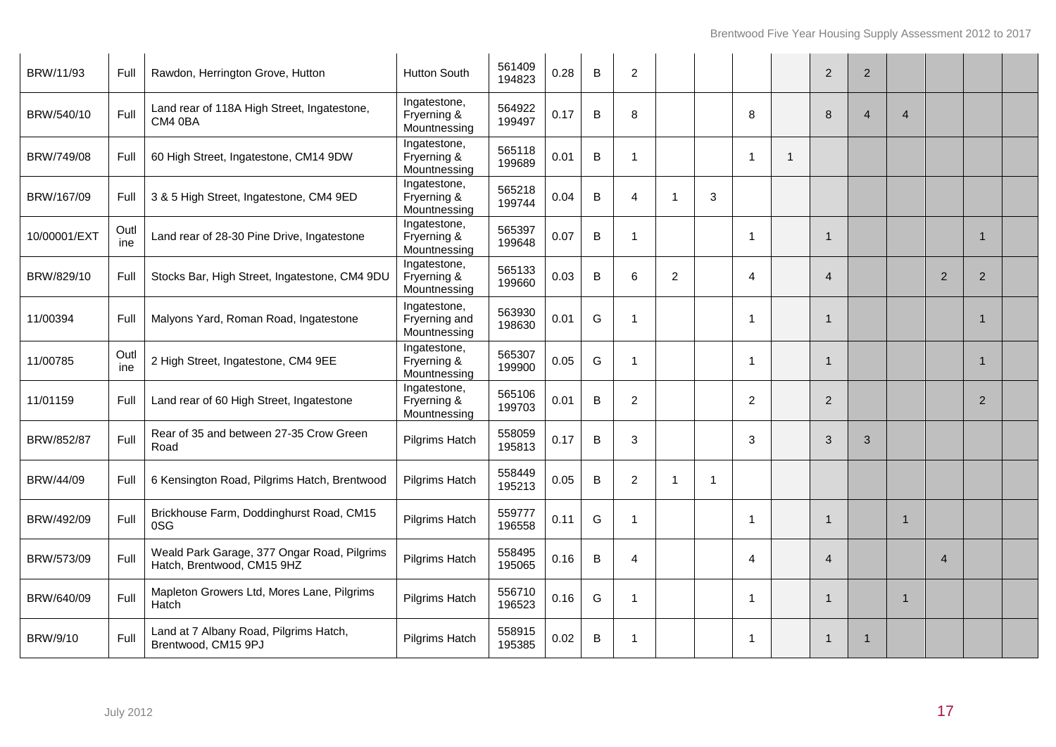| | | | | | | | | | | | | | | | | | |
|---|---|---|---|---|---|---|---|---|---|---|---|---|---|---|---|---|---|
| BRW/11/93 | Full | Rawdon, Herrington Grove, Hutton | Hutton South | 561409 194823 | 0.28 | B | 2 | | | | | 2 | 2 | | | | |
| BRW/540/10 | Full | Land rear of 118A High Street, Ingatestone, CM4 0BA | Ingatestone, Fryerning & Mountnessing | 564922 199497 | 0.17 | B | 8 | | | 8 | | 8 | 4 | 4 | | | |
| BRW/749/08 | Full | 60 High Street, Ingatestone, CM14 9DW | Ingatestone, Fryerning & Mountnessing | 565118 199689 | 0.01 | B | 1 | | | 1 | 1 | | | | | | |
| BRW/167/09 | Full | 3 & 5 High Street, Ingatestone, CM4 9ED | Ingatestone, Fryerning & Mountnessing | 565218 199744 | 0.04 | B | 4 | 1 | 3 | | | | | | | | |
| 10/00001/EXT | Outline | Land rear of 28-30 Pine Drive, Ingatestone | Ingatestone, Fryerning & Mountnessing | 565397 199648 | 0.07 | B | 1 | | | 1 | | 1 | | | | 1 | |
| BRW/829/10 | Full | Stocks Bar, High Street, Ingatestone, CM4 9DU | Ingatestone, Fryerning & Mountnessing | 565133 199660 | 0.03 | B | 6 | 2 | | 4 | | 4 | | | 2 | 2 | |
| 11/00394 | Full | Malyons Yard, Roman Road, Ingatestone | Ingatestone, Fryerning and Mountnessing | 563930 198630 | 0.01 | G | 1 | | | 1 | | 1 | | | | 1 | |
| 11/00785 | Outline | 2 High Street, Ingatestone, CM4 9EE | Ingatestone, Fryerning & Mountnessing | 565307 199900 | 0.05 | G | 1 | | | 1 | | 1 | | | | 1 | |
| 11/01159 | Full | Land rear of 60 High Street, Ingatestone | Ingatestone, Fryerning & Mountnessing | 565106 199703 | 0.01 | B | 2 | | | 2 | | 2 | | | | 2 | |
| BRW/852/87 | Full | Rear of 35 and between 27-35 Crow Green Road | Pilgrims Hatch | 558059 195813 | 0.17 | B | 3 | | | 3 | | 3 | 3 | | | | |
| BRW/44/09 | Full | 6 Kensington Road, Pilgrims Hatch, Brentwood | Pilgrims Hatch | 558449 195213 | 0.05 | B | 2 | 1 | 1 | | | | | | | | |
| BRW/492/09 | Full | Brickhouse Farm, Doddinghurst Road, CM15 0SG | Pilgrims Hatch | 559777 196558 | 0.11 | G | 1 | | | 1 | | 1 | | 1 | | | |
| BRW/573/09 | Full | Weald Park Garage, 377 Ongar Road, Pilgrims Hatch, Brentwood, CM15 9HZ | Pilgrims Hatch | 558495 195065 | 0.16 | B | 4 | | | 4 | | 4 | | | 4 | | |
| BRW/640/09 | Full | Mapleton Growers Ltd, Mores Lane, Pilgrims Hatch | Pilgrims Hatch | 556710 196523 | 0.16 | G | 1 | | | 1 | | 1 | | 1 | | | |
| BRW/9/10 | Full | Land at 7 Albany Road, Pilgrims Hatch, Brentwood, CM15 9PJ | Pilgrims Hatch | 558915 195385 | 0.02 | B | 1 | | | 1 | | 1 | 1 | | | | |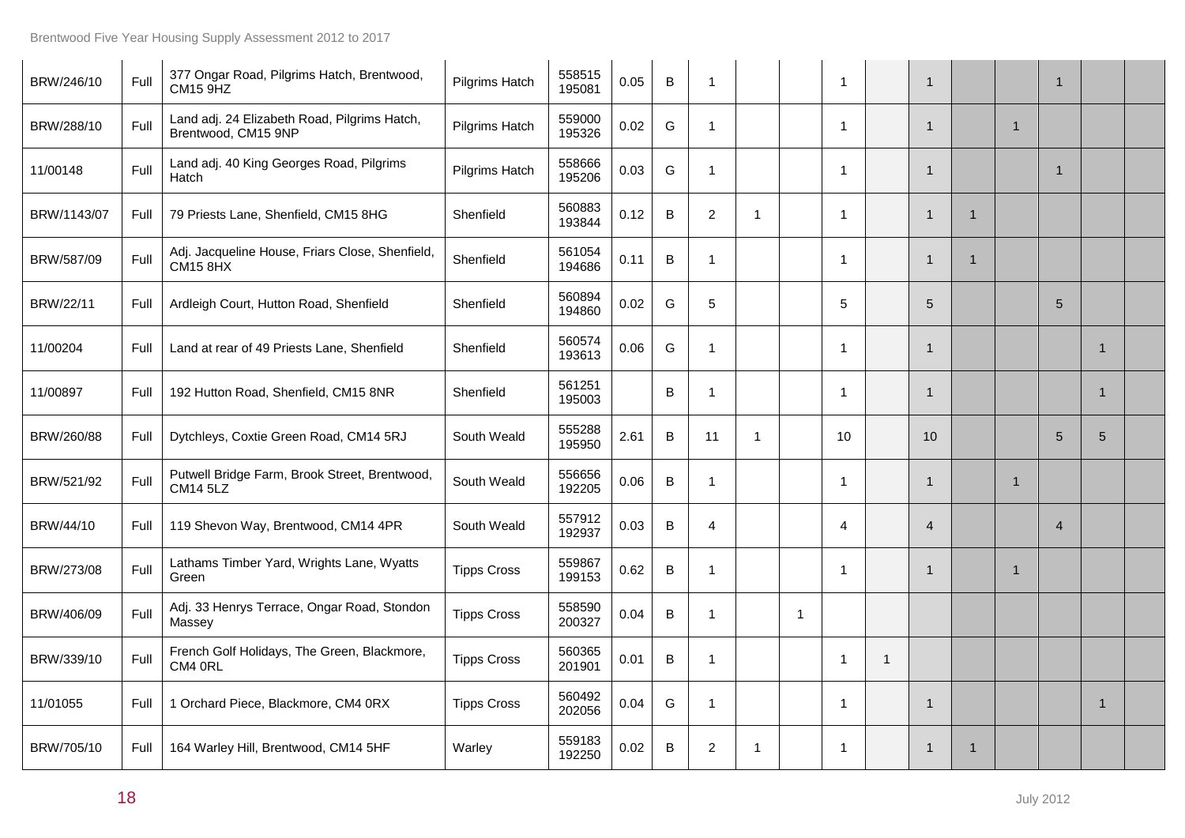| | | | | | | | | | | | | | | | | | |
|---|---|---|---|---|---|---|---|---|---|---|---|---|---|---|---|---|---|
| BRW/246/10 | Full | 377 Ongar Road, Pilgrims Hatch, Brentwood, CM15 9HZ | Pilgrims Hatch | 558515 195081 | 0.05 | B | 1 | | | 1 | | 1 | | | 1 | | |
| BRW/288/10 | Full | Land adj. 24 Elizabeth Road, Pilgrims Hatch, Brentwood, CM15 9NP | Pilgrims Hatch | 559000 195326 | 0.02 | G | 1 | | | 1 | | 1 | | 1 | | | |
| 11/00148 | Full | Land adj. 40 King Georges Road, Pilgrims Hatch | Pilgrims Hatch | 558666 195206 | 0.03 | G | 1 | | | 1 | | 1 | | | 1 | | |
| BRW/1143/07 | Full | 79 Priests Lane, Shenfield, CM15 8HG | Shenfield | 560883 193844 | 0.12 | B | 2 | 1 | | 1 | | 1 | 1 | | | | |
| BRW/587/09 | Full | Adj. Jacqueline House, Friars Close, Shenfield, CM15 8HX | Shenfield | 561054 194686 | 0.11 | B | 1 | | | 1 | | 1 | 1 | | | | |
| BRW/22/11 | Full | Ardleigh Court, Hutton Road, Shenfield | Shenfield | 560894 194860 | 0.02 | G | 5 | | | 5 | | 5 | | | 5 | | |
| 11/00204 | Full | Land at rear of 49 Priests Lane, Shenfield | Shenfield | 560574 193613 | 0.06 | G | 1 | | | 1 | | 1 | | | | 1 | |
| 11/00897 | Full | 192 Hutton Road, Shenfield, CM15 8NR | Shenfield | 561251 195003 | | B | 1 | | | 1 | | 1 | | | | 1 | |
| BRW/260/88 | Full | Dytchleys, Coxtie Green Road, CM14 5RJ | South Weald | 555288 195950 | 2.61 | B | 11 | 1 | | 10 | | 10 | | | 5 | 5 | |
| BRW/521/92 | Full | Putwell Bridge Farm, Brook Street, Brentwood, CM14 5LZ | South Weald | 556656 192205 | 0.06 | B | 1 | | | 1 | | 1 | | 1 | | | |
| BRW/44/10 | Full | 119 Shevon Way, Brentwood, CM14 4PR | South Weald | 557912 192937 | 0.03 | B | 4 | | | 4 | | 4 | | | 4 | | |
| BRW/273/08 | Full | Lathams Timber Yard, Wrights Lane, Wyatts Green | Tipps Cross | 559867 199153 | 0.62 | B | 1 | | | 1 | | 1 | | 1 | | | |
| BRW/406/09 | Full | Adj. 33 Henrys Terrace, Ongar Road, Stondon Massey | Tipps Cross | 558590 200327 | 0.04 | B | 1 | | 1 | | | | | | | | |
| BRW/339/10 | Full | French Golf Holidays, The Green, Blackmore, CM4 0RL | Tipps Cross | 560365 201901 | 0.01 | B | 1 | | | 1 | 1 | | | | | | |
| 11/01055 | Full | 1 Orchard Piece, Blackmore, CM4 0RX | Tipps Cross | 560492 202056 | 0.04 | G | 1 | | | 1 | | 1 | | | | 1 | |
| BRW/705/10 | Full | 164 Warley Hill, Brentwood, CM14 5HF | Warley | 559183 192250 | 0.02 | B | 2 | 1 | | 1 | | 1 | 1 | | | | |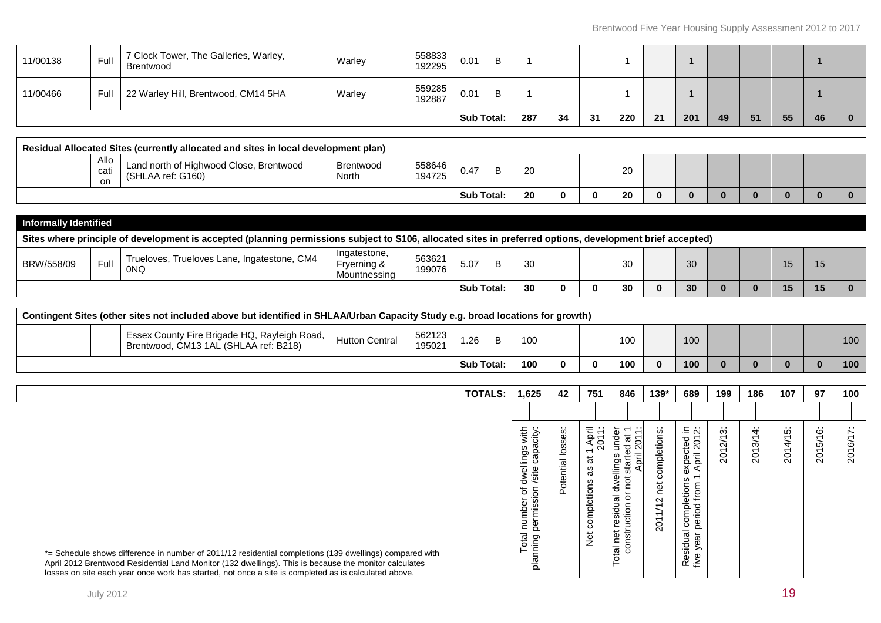| | | | | | | | | | | | | | | | | | | |
|---|---|---|---|---|---|---|---|---|---|---|---|---|---|---|---|---|---|---|
| 11/00138 | Full | 7 Clock Tower, The Galleries, Warley, Brentwood | Warley | 558833 192295 | 0.01 | B | 1 | | | 1 | | 1 | | | | 1 | |
| 11/00466 | Full | 22 Warley Hill, Brentwood, CM14 5HA | Warley | 559285 192887 | 0.01 | B | 1 | | | 1 | | 1 | | | | 1 | |
| | | | | | Sub Total: | | **287** | **34** | **31** | **220** | **21** | **201** | **49** | **51** | **55** | **46** | **0** |
| **Residual Allocated Sites (currently allocated and sites in local development plan)** | | | | | | | | | | | | | | | | | |
| | Allocation | Land north of Highwood Close, Brentwood (SHLAA ref: G160) | Brentwood North | 558646 194725 | 0.47 | B | 20 | | | 20 | | | | | | | |
| | | | | | Sub Total: | | **20** | **0** | **0** | **20** | **0** | **0** | **0** | **0** | **0** | **0** | **0** |
| **Informally Identified** | | | | | | | | | | | | | | | | | |
| **Sites where principle of development is accepted (planning permissions subject to S106, allocated sites in preferred options, development brief accepted)** | | | | | | | | | | | | | | | | | |
| BRW/558/09 | Full | Trueloves, Trueloves Lane, Ingatestone, CM4 0NQ | Ingatestone, Fryerning & Mountnessing | 563621 199076 | 5.07 | B | 30 | | | 30 | | 30 | | | 15 | 15 | |
| | | | | | Sub Total: | | **30** | **0** | **0** | **30** | **0** | **30** | **0** | **0** | **15** | **15** | **0** |
| **Contingent Sites (other sites not included above but identified in SHLAA/Urban Capacity Study e.g. broad locations for growth)** | | | | | | | | | | | | | | | | | |
| | | Essex County Fire Brigade HQ, Rayleigh Road, Brentwood, CM13 1AL (SHLAA ref: B218) | Hutton Central | 562123 195021 | 1.26 | B | 100 | | | 100 | | 100 | | | | | 100 |
| | | | | | Sub Total: | | **100** | **0** | **0** | **100** | **0** | **100** | **0** | **0** | **0** | **0** | **100** |
| | | | | | TOTALS: | | **1,625** | **42** | **751** | **846** | **139*** | **689** | **199** | **186** | **107** | **97** | **100** |
| | | | | | | | Total number of dwellings with planning permission /site capacity: | Potential losses: | Net completions as at 1 April 2011: | Total net residual dwellings under construction or not started at 1 April 2011: | 2011/12 net completions: | Residual completions expected in five year period from 1 April 2012: | 2012/13: | 2013/14: | 2014/15: | 2015/16: | 2016/17: |

*= Schedule shows difference in number of 2011/12 residential completions (139 dwellings) compared with April 2012 Brentwood Residential Land Monitor (132 dwellings). This is because the monitor calculates losses on site each year once work has started, not once a site is completed as is calculated above.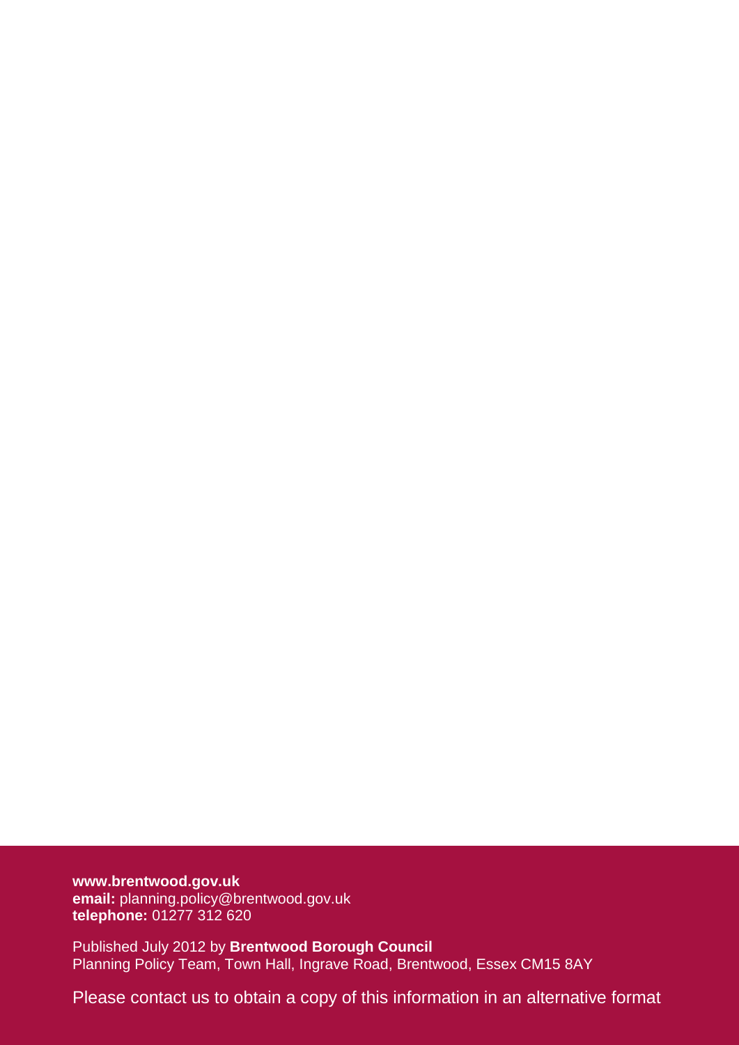**www.brentwood.gov.uk**
**email:** planning.policy@brentwood.gov.uk
**telephone:** 01277 312 620

Published July 2012 by **Brentwood Borough Council**
Planning Policy Team, Town Hall, Ingrave Road, Brentwood, Essex CM15 8AY

Please contact us to obtain a copy of this information in an alternative format